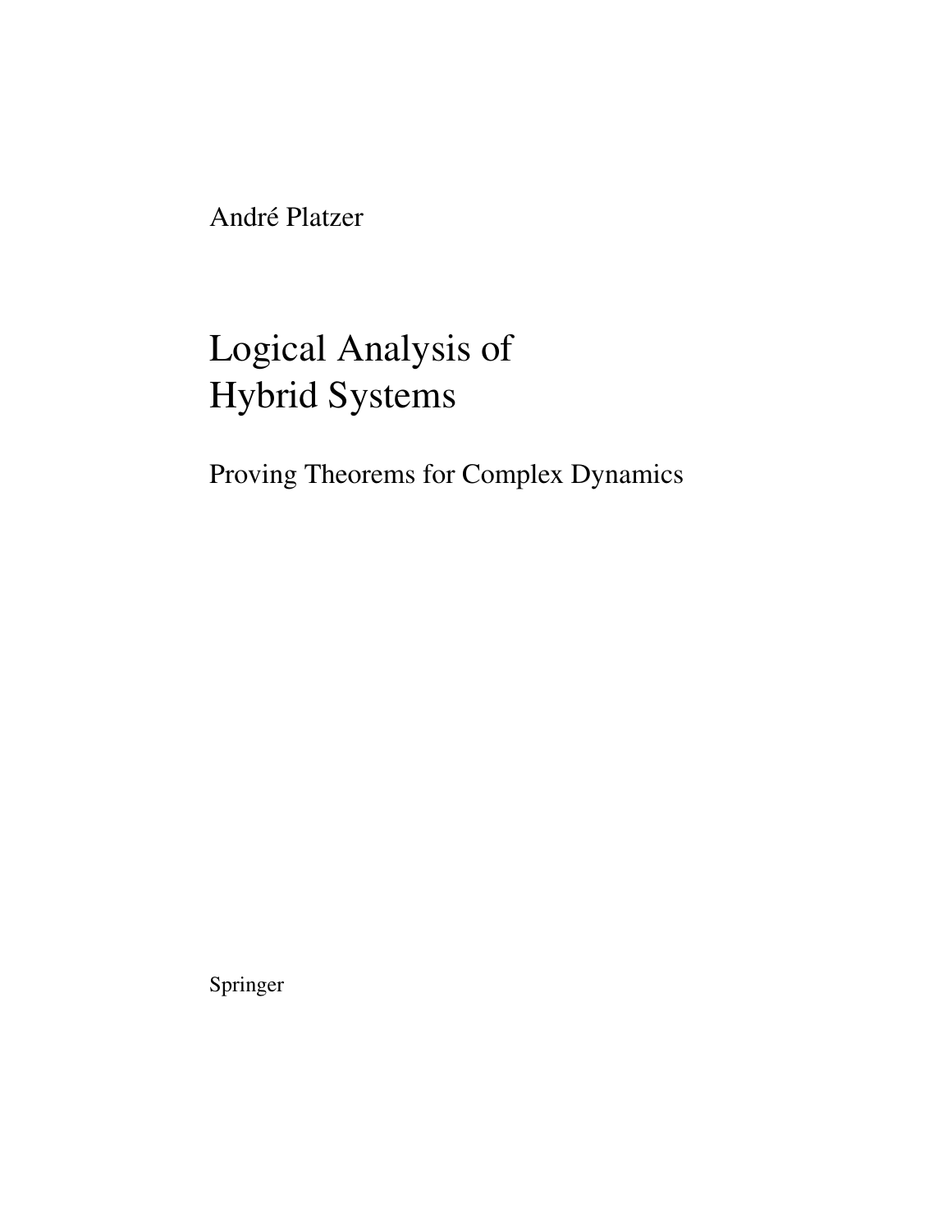André Platzer

# Logical Analysis of Hybrid Systems

## Proving Theorems for Complex Dynamics

Springer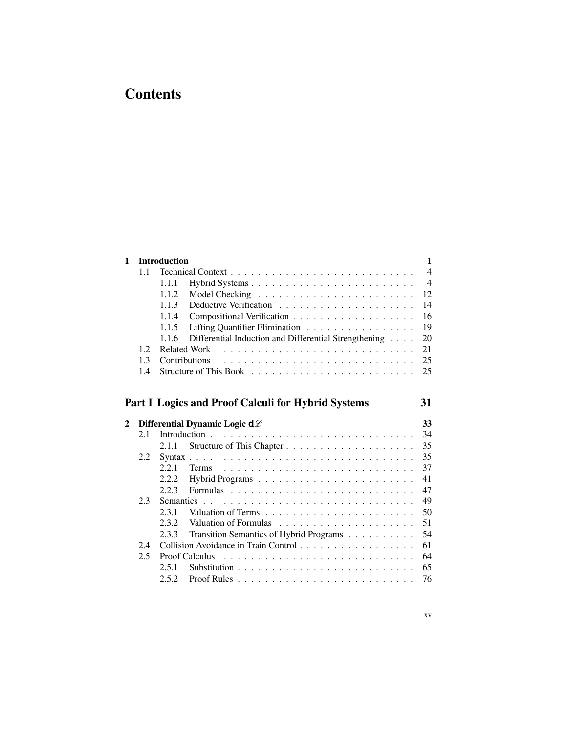# Contents

| | | | |
|---|---|---|---|
| **1** | **Introduction** | | **1** |
| | 1.1 | Technical Context | 4 |
| | | 1.1.1 Hybrid Systems | 4 |
| | | 1.1.2 Model Checking | 12 |
| | | 1.1.3 Deductive Verification | 14 |
| | | 1.1.4 Compositional Verification | 16 |
| | | 1.1.5 Lifting Quantifier Elimination | 19 |
| | | 1.1.6 Differential Induction and Differential Strengthening | 20 |
| | 1.2 | Related Work | 21 |
| | 1.3 | Contributions | 25 |
| | 1.4 | Structure of This Book | 25 |

## Part I Logics and Proof Calculi for Hybrid Systems — 31

| | | | |
|---|---|---|---|
| **2** | **Differential Dynamic Logic d$\mathscr{L}$** | | **33** |
| | 2.1 | Introduction | 34 |
| | | 2.1.1 Structure of This Chapter | 35 |
| | 2.2 | Syntax | 35 |
| | | 2.2.1 Terms | 37 |
| | | 2.2.2 Hybrid Programs | 41 |
| | | 2.2.3 Formulas | 47 |
| | 2.3 | Semantics | 49 |
| | | 2.3.1 Valuation of Terms | 50 |
| | | 2.3.2 Valuation of Formulas | 51 |
| | | 2.3.3 Transition Semantics of Hybrid Programs | 54 |
| | 2.4 | Collision Avoidance in Train Control | 61 |
| | 2.5 | Proof Calculus | 64 |
| | | 2.5.1 Substitution | 65 |
| | | 2.5.2 Proof Rules | 76 |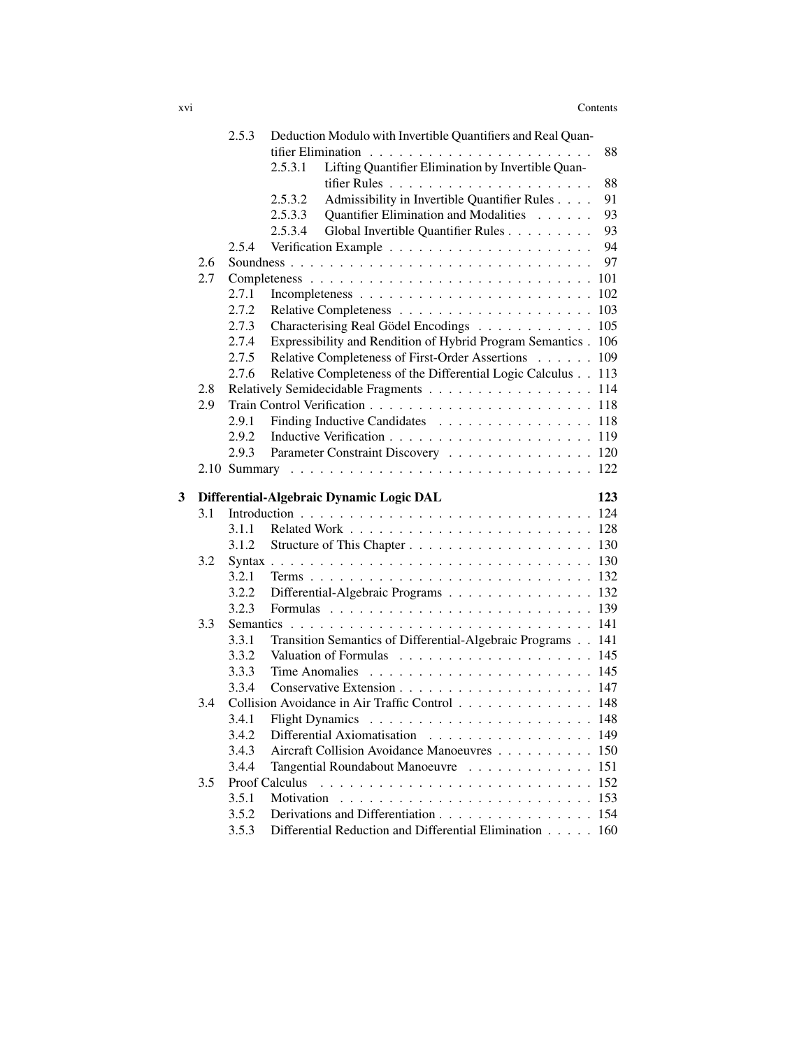- 2.5.3 Deduction Modulo with Invertible Quantifiers and Real Quantifier Elimination . . . . . 88
  - 2.5.3.1 Lifting Quantifier Elimination by Invertible Quantifier Rules . . . . . 88
  - 2.5.3.2 Admissibility in Invertible Quantifier Rules . . . . 91
  - 2.5.3.3 Quantifier Elimination and Modalities . . . . . . 93
  - 2.5.3.4 Global Invertible Quantifier Rules . . . . . . . . . 93
- 2.5.4 Verification Example . . . . . 94

2.6 Soundness . . . . . 97

2.7 Completeness . . . . . 101
- 2.7.1 Incompleteness . . . . . 102
- 2.7.2 Relative Completeness . . . . . 103
- 2.7.3 Characterising Real Gödel Encodings . . . . . 105
- 2.7.4 Expressibility and Rendition of Hybrid Program Semantics . 106
- 2.7.5 Relative Completeness of First-Order Assertions . . . . . 109
- 2.7.6 Relative Completeness of the Differential Logic Calculus . . 113

2.8 Relatively Semidecidable Fragments . . . . . 114

2.9 Train Control Verification . . . . . 118
- 2.9.1 Finding Inductive Candidates . . . . . 118
- 2.9.2 Inductive Verification . . . . . 119
- 2.9.3 Parameter Constraint Discovery . . . . . 120

2.10 Summary . . . . . 122

**3 Differential-Algebraic Dynamic Logic DAL** **123**

3.1 Introduction . . . . . 124
- 3.1.1 Related Work . . . . . 128
- 3.1.2 Structure of This Chapter . . . . . 130

3.2 Syntax . . . . . 130
- 3.2.1 Terms . . . . . 132
- 3.2.2 Differential-Algebraic Programs . . . . . 132
- 3.2.3 Formulas . . . . . 139

3.3 Semantics . . . . . 141
- 3.3.1 Transition Semantics of Differential-Algebraic Programs . . 141
- 3.3.2 Valuation of Formulas . . . . . 145
- 3.3.3 Time Anomalies . . . . . 145
- 3.3.4 Conservative Extension . . . . . 147

3.4 Collision Avoidance in Air Traffic Control . . . . . 148
- 3.4.1 Flight Dynamics . . . . . 148
- 3.4.2 Differential Axiomatisation . . . . . 149
- 3.4.3 Aircraft Collision Avoidance Manoeuvres . . . . . 150
- 3.4.4 Tangential Roundabout Manoeuvre . . . . . 151

3.5 Proof Calculus . . . . . 152
- 3.5.1 Motivation . . . . . 153
- 3.5.2 Derivations and Differentiation . . . . . 154
- 3.5.3 Differential Reduction and Differential Elimination . . . . . 160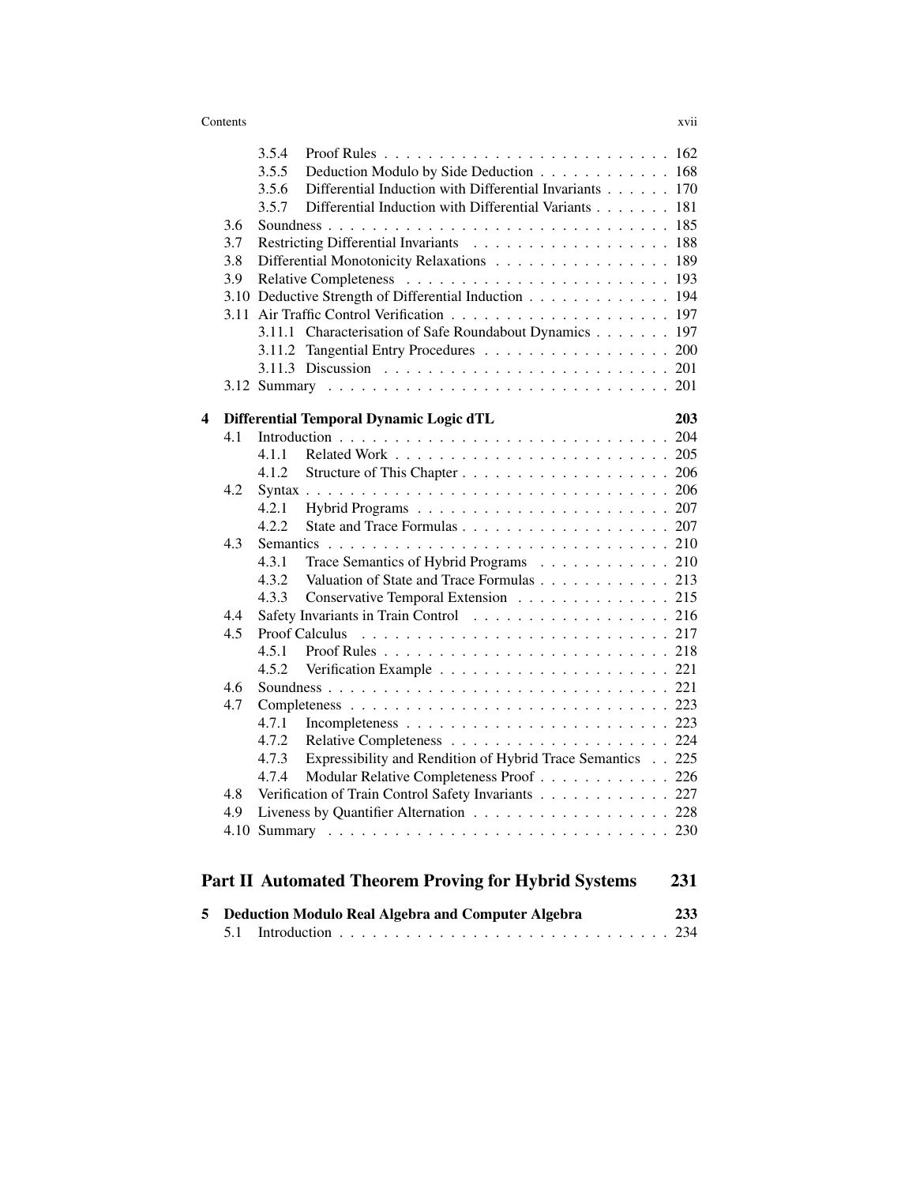3.5.4 Proof Rules . . . . . . . . . . . . . . . . . . . . . . . . . . 162
3.5.5 Deduction Modulo by Side Deduction . . . . . . . . . . . . 168
3.5.6 Differential Induction with Differential Invariants . . . . . . 170
3.5.7 Differential Induction with Differential Variants . . . . . . . 181
3.6 Soundness . . . . . . . . . . . . . . . . . . . . . . . . . . . . . . 185
3.7 Restricting Differential Invariants . . . . . . . . . . . . . . . . . . 188
3.8 Differential Monotonicity Relaxations . . . . . . . . . . . . . . . . 189
3.9 Relative Completeness . . . . . . . . . . . . . . . . . . . . . . . . 193
3.10 Deductive Strength of Differential Induction . . . . . . . . . . . . . 194
3.11 Air Traffic Control Verification . . . . . . . . . . . . . . . . . . . . 197
3.11.1 Characterisation of Safe Roundabout Dynamics . . . . . . . 197
3.11.2 Tangential Entry Procedures . . . . . . . . . . . . . . . . . 200
3.11.3 Discussion . . . . . . . . . . . . . . . . . . . . . . . . . . 201
3.12 Summary . . . . . . . . . . . . . . . . . . . . . . . . . . . . . . . 201

**4 Differential Temporal Dynamic Logic dTL** **203**
4.1 Introduction . . . . . . . . . . . . . . . . . . . . . . . . . . . . . . 204
4.1.1 Related Work . . . . . . . . . . . . . . . . . . . . . . . . . 205
4.1.2 Structure of This Chapter . . . . . . . . . . . . . . . . . . . 206
4.2 Syntax . . . . . . . . . . . . . . . . . . . . . . . . . . . . . . . . . 206
4.2.1 Hybrid Programs . . . . . . . . . . . . . . . . . . . . . . . 207
4.2.2 State and Trace Formulas . . . . . . . . . . . . . . . . . . . 207
4.3 Semantics . . . . . . . . . . . . . . . . . . . . . . . . . . . . . . . 210
4.3.1 Trace Semantics of Hybrid Programs . . . . . . . . . . . . 210
4.3.2 Valuation of State and Trace Formulas . . . . . . . . . . . . 213
4.3.3 Conservative Temporal Extension . . . . . . . . . . . . . . 215
4.4 Safety Invariants in Train Control . . . . . . . . . . . . . . . . . . 216
4.5 Proof Calculus . . . . . . . . . . . . . . . . . . . . . . . . . . . . . 217
4.5.1 Proof Rules . . . . . . . . . . . . . . . . . . . . . . . . . . 218
4.5.2 Verification Example . . . . . . . . . . . . . . . . . . . . . 221
4.6 Soundness . . . . . . . . . . . . . . . . . . . . . . . . . . . . . . . 221
4.7 Completeness . . . . . . . . . . . . . . . . . . . . . . . . . . . . . 223
4.7.1 Incompleteness . . . . . . . . . . . . . . . . . . . . . . . . 223
4.7.2 Relative Completeness . . . . . . . . . . . . . . . . . . . . 224
4.7.3 Expressibility and Rendition of Hybrid Trace Semantics . . 225
4.7.4 Modular Relative Completeness Proof . . . . . . . . . . . . 226
4.8 Verification of Train Control Safety Invariants . . . . . . . . . . . . 227
4.9 Liveness by Quantifier Alternation . . . . . . . . . . . . . . . . . . 228
4.10 Summary . . . . . . . . . . . . . . . . . . . . . . . . . . . . . . . 230

## Part II Automated Theorem Proving for Hybrid Systems 231

**5 Deduction Modulo Real Algebra and Computer Algebra** **233**
5.1 Introduction . . . . . . . . . . . . . . . . . . . . . . . . . . . . . . 234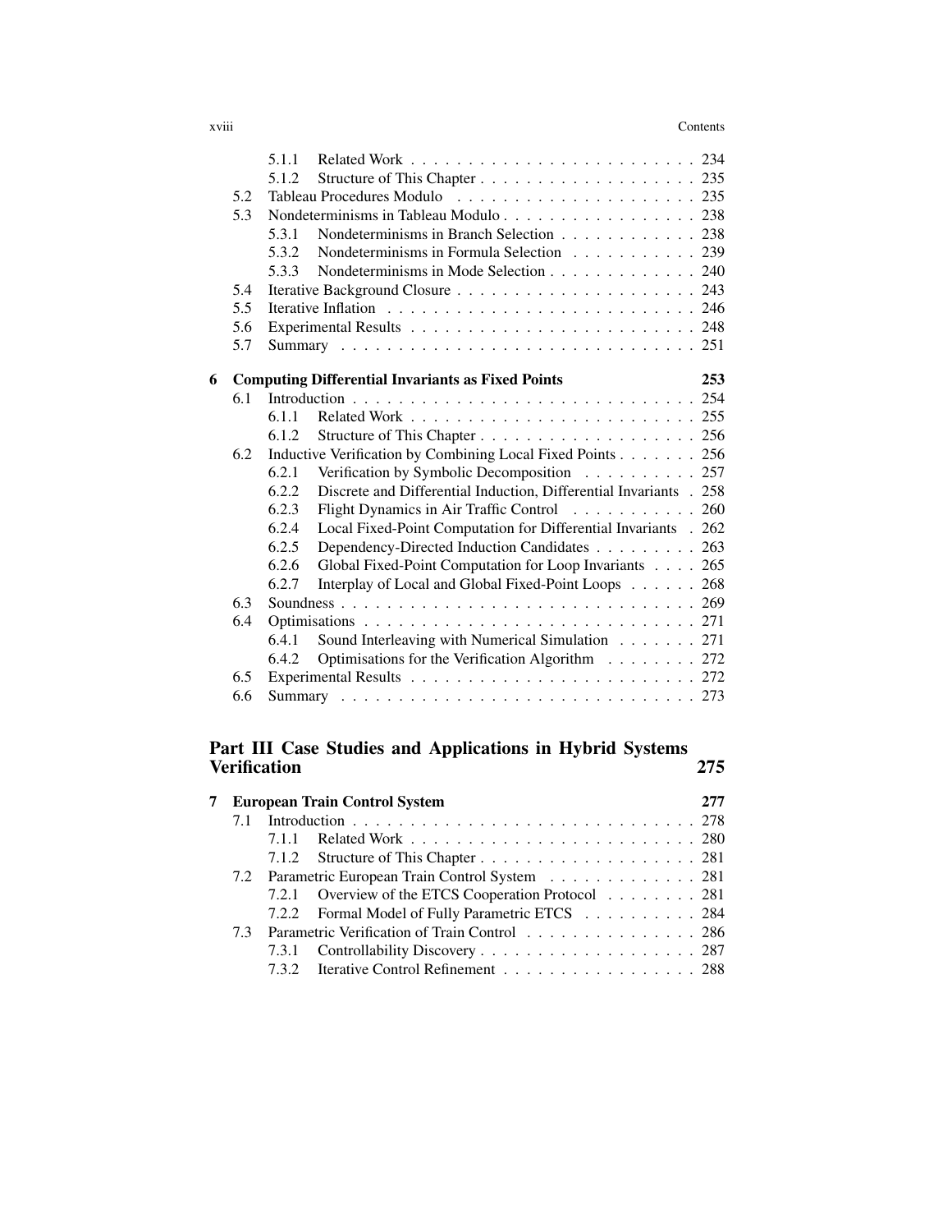5.1.1 Related Work . . . . . . . . . . . . . . . . . . . . . . . . . 234
5.1.2 Structure of This Chapter . . . . . . . . . . . . . . . . . . . 235
5.2 Tableau Procedures Modulo . . . . . . . . . . . . . . . . . . . . . 235
5.3 Nondeterminisms in Tableau Modulo . . . . . . . . . . . . . . . . . 238
5.3.1 Nondeterminisms in Branch Selection . . . . . . . . . . . . 238
5.3.2 Nondeterminisms in Formula Selection . . . . . . . . . . . 239
5.3.3 Nondeterminisms in Mode Selection . . . . . . . . . . . . . 240
5.4 Iterative Background Closure . . . . . . . . . . . . . . . . . . . . . 243
5.5 Iterative Inflation . . . . . . . . . . . . . . . . . . . . . . . . . . . 246
5.6 Experimental Results . . . . . . . . . . . . . . . . . . . . . . . . . 248
5.7 Summary . . . . . . . . . . . . . . . . . . . . . . . . . . . . . . . 251

**6 Computing Differential Invariants as Fixed Points 253**
6.1 Introduction . . . . . . . . . . . . . . . . . . . . . . . . . . . . . . 254
6.1.1 Related Work . . . . . . . . . . . . . . . . . . . . . . . . . 255
6.1.2 Structure of This Chapter . . . . . . . . . . . . . . . . . . . 256
6.2 Inductive Verification by Combining Local Fixed Points . . . . . . . 256
6.2.1 Verification by Symbolic Decomposition . . . . . . . . . . 257
6.2.2 Discrete and Differential Induction, Differential Invariants . 258
6.2.3 Flight Dynamics in Air Traffic Control . . . . . . . . . . . 260
6.2.4 Local Fixed-Point Computation for Differential Invariants . 262
6.2.5 Dependency-Directed Induction Candidates . . . . . . . . . 263
6.2.6 Global Fixed-Point Computation for Loop Invariants . . . . 265
6.2.7 Interplay of Local and Global Fixed-Point Loops . . . . . . 268
6.3 Soundness . . . . . . . . . . . . . . . . . . . . . . . . . . . . . . . 269
6.4 Optimisations . . . . . . . . . . . . . . . . . . . . . . . . . . . . . 271
6.4.1 Sound Interleaving with Numerical Simulation . . . . . . . 271
6.4.2 Optimisations for the Verification Algorithm . . . . . . . . 272
6.5 Experimental Results . . . . . . . . . . . . . . . . . . . . . . . . . 272
6.6 Summary . . . . . . . . . . . . . . . . . . . . . . . . . . . . . . . 273

## Part III Case Studies and Applications in Hybrid Systems Verification 275

**7 European Train Control System 277**
7.1 Introduction . . . . . . . . . . . . . . . . . . . . . . . . . . . . . . 278
7.1.1 Related Work . . . . . . . . . . . . . . . . . . . . . . . . . 280
7.1.2 Structure of This Chapter . . . . . . . . . . . . . . . . . . . 281
7.2 Parametric European Train Control System . . . . . . . . . . . . . 281
7.2.1 Overview of the ETCS Cooperation Protocol . . . . . . . . 281
7.2.2 Formal Model of Fully Parametric ETCS . . . . . . . . . . 284
7.3 Parametric Verification of Train Control . . . . . . . . . . . . . . . 286
7.3.1 Controllability Discovery . . . . . . . . . . . . . . . . . . . 287
7.3.2 Iterative Control Refinement . . . . . . . . . . . . . . . . . 288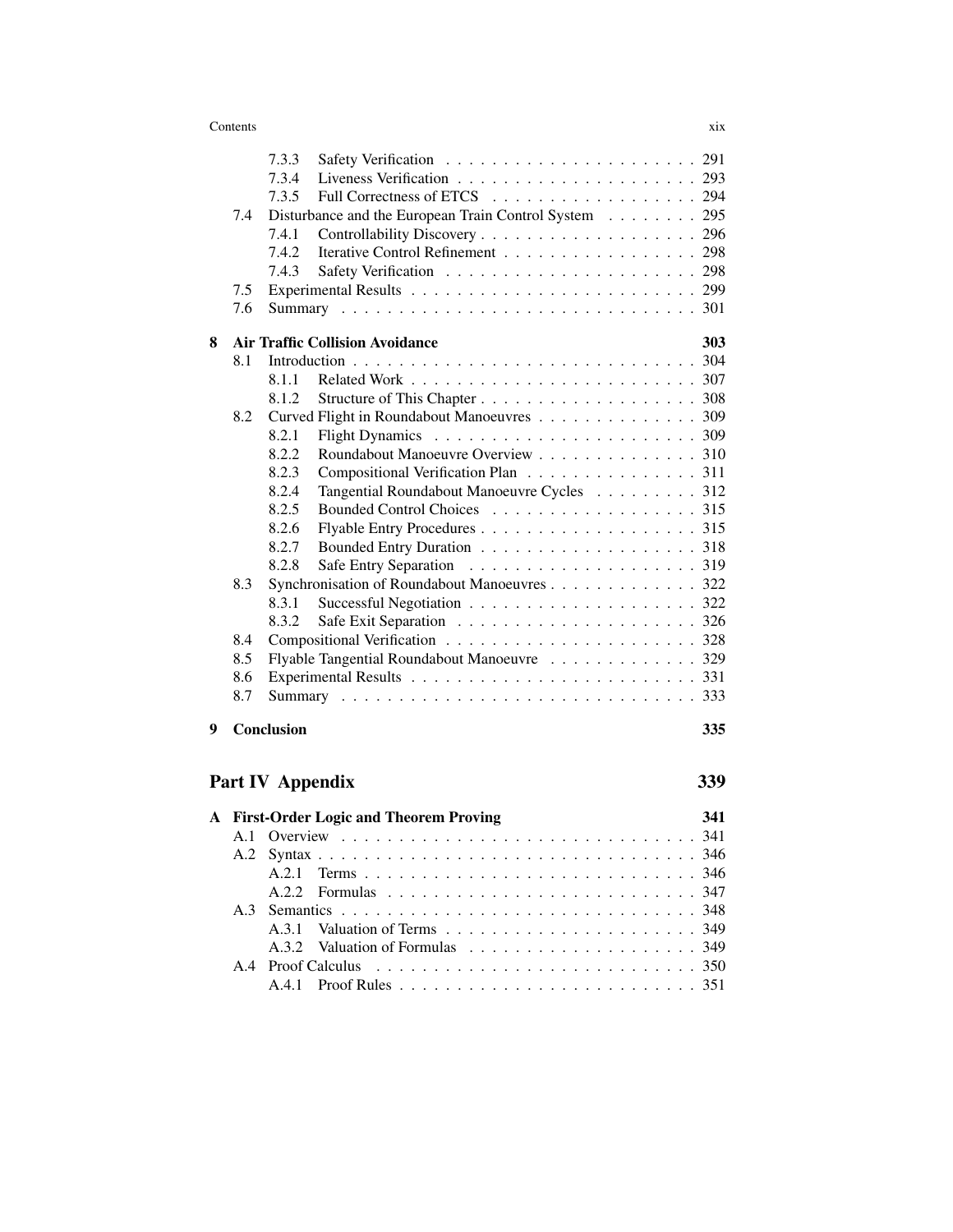7.3.3 Safety Verification . . . . . . . . . . . . . . . . . . . . . . 291
7.3.4 Liveness Verification . . . . . . . . . . . . . . . . . . . . . 293
7.3.5 Full Correctness of ETCS . . . . . . . . . . . . . . . . . . 294
7.4 Disturbance and the European Train Control System . . . . . . . . 295
7.4.1 Controllability Discovery . . . . . . . . . . . . . . . . . . . 296
7.4.2 Iterative Control Refinement . . . . . . . . . . . . . . . . . 298
7.4.3 Safety Verification . . . . . . . . . . . . . . . . . . . . . . 298
7.5 Experimental Results . . . . . . . . . . . . . . . . . . . . . . . . . 299
7.6 Summary . . . . . . . . . . . . . . . . . . . . . . . . . . . . . . . 301

**8 Air Traffic Collision Avoidance** **303**
8.1 Introduction . . . . . . . . . . . . . . . . . . . . . . . . . . . . . . 304
8.1.1 Related Work . . . . . . . . . . . . . . . . . . . . . . . . . 307
8.1.2 Structure of This Chapter . . . . . . . . . . . . . . . . . . . 308
8.2 Curved Flight in Roundabout Manoeuvres . . . . . . . . . . . . . 309
8.2.1 Flight Dynamics . . . . . . . . . . . . . . . . . . . . . . . 309
8.2.2 Roundabout Manoeuvre Overview . . . . . . . . . . . . . . 310
8.2.3 Compositional Verification Plan . . . . . . . . . . . . . . . 311
8.2.4 Tangential Roundabout Manoeuvre Cycles . . . . . . . . . 312
8.2.5 Bounded Control Choices . . . . . . . . . . . . . . . . . . 315
8.2.6 Flyable Entry Procedures . . . . . . . . . . . . . . . . . . . 315
8.2.7 Bounded Entry Duration . . . . . . . . . . . . . . . . . . . 318
8.2.8 Safe Entry Separation . . . . . . . . . . . . . . . . . . . . 319
8.3 Synchronisation of Roundabout Manoeuvres . . . . . . . . . . . . . 322
8.3.1 Successful Negotiation . . . . . . . . . . . . . . . . . . . . 322
8.3.2 Safe Exit Separation . . . . . . . . . . . . . . . . . . . . . 326
8.4 Compositional Verification . . . . . . . . . . . . . . . . . . . . . . 328
8.5 Flyable Tangential Roundabout Manoeuvre . . . . . . . . . . . . . 329
8.6 Experimental Results . . . . . . . . . . . . . . . . . . . . . . . . . 331
8.7 Summary . . . . . . . . . . . . . . . . . . . . . . . . . . . . . . . 333

**9 Conclusion** **335**

## Part IV Appendix 339

**A First-Order Logic and Theorem Proving** **341**
A.1 Overview . . . . . . . . . . . . . . . . . . . . . . . . . . . . . . . 341
A.2 Syntax . . . . . . . . . . . . . . . . . . . . . . . . . . . . . . . . . 346
A.2.1 Terms . . . . . . . . . . . . . . . . . . . . . . . . . . . . . 346
A.2.2 Formulas . . . . . . . . . . . . . . . . . . . . . . . . . . . 347
A.3 Semantics . . . . . . . . . . . . . . . . . . . . . . . . . . . . . . . 348
A.3.1 Valuation of Terms . . . . . . . . . . . . . . . . . . . . . . 349
A.3.2 Valuation of Formulas . . . . . . . . . . . . . . . . . . . . 349
A.4 Proof Calculus . . . . . . . . . . . . . . . . . . . . . . . . . . . . 350
A.4.1 Proof Rules . . . . . . . . . . . . . . . . . . . . . . . . . . 351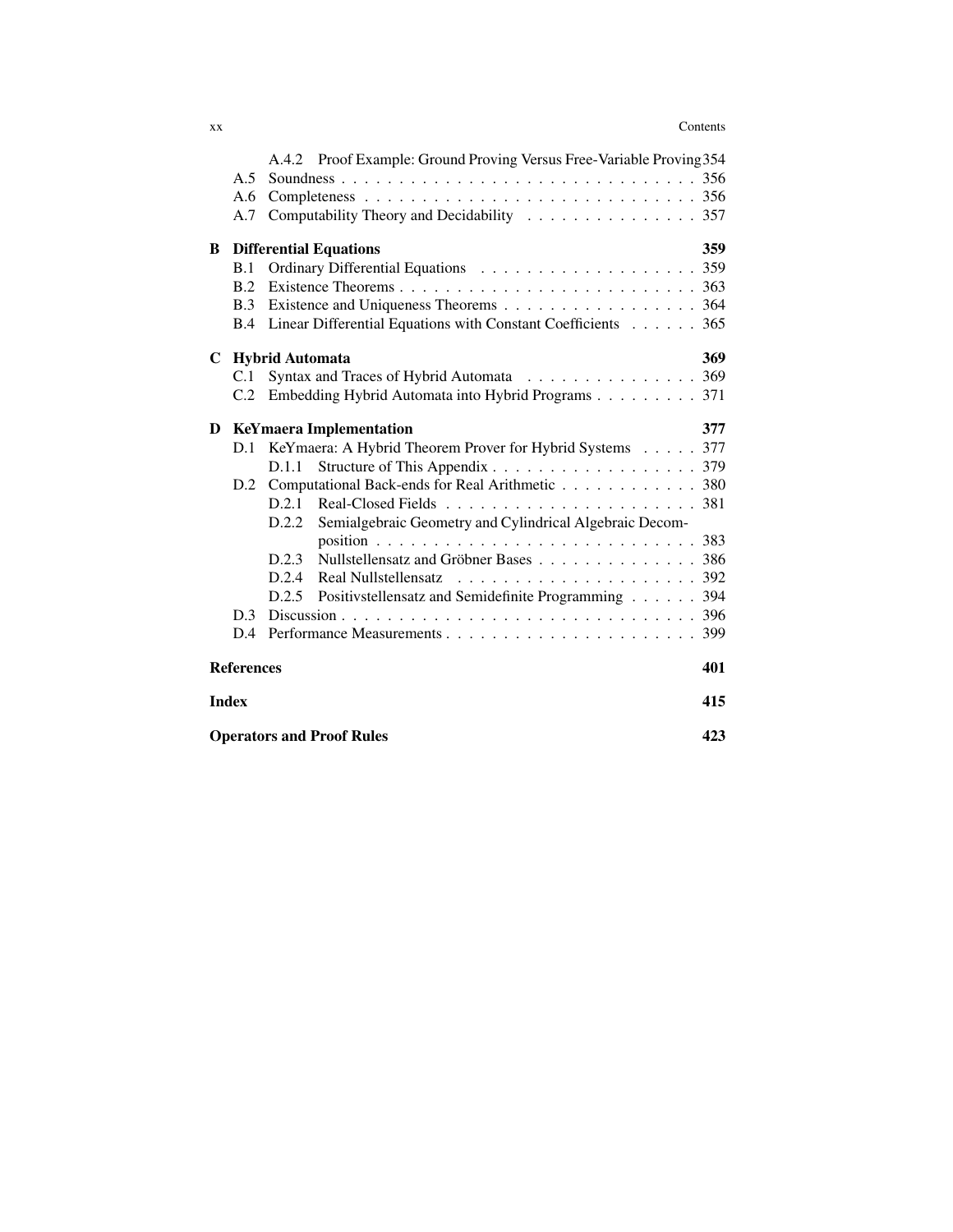A.4.2 Proof Example: Ground Proving Versus Free-Variable Proving 354
A.5 Soundness . . . . . . . . . . . . . . . . . . . . . . . . . . . . . . . 356
A.6 Completeness . . . . . . . . . . . . . . . . . . . . . . . . . . . . . 356
A.7 Computability Theory and Decidability . . . . . . . . . . . . . . . 357

**B Differential Equations** **359**
B.1 Ordinary Differential Equations . . . . . . . . . . . . . . . . . . . 359
B.2 Existence Theorems . . . . . . . . . . . . . . . . . . . . . . . . . 363
B.3 Existence and Uniqueness Theorems . . . . . . . . . . . . . . . . 364
B.4 Linear Differential Equations with Constant Coefficients . . . . . . 365

**C Hybrid Automata** **369**
C.1 Syntax and Traces of Hybrid Automata . . . . . . . . . . . . . . . 369
C.2 Embedding Hybrid Automata into Hybrid Programs . . . . . . . . . 371

**D KeYmaera Implementation** **377**
D.1 KeYmaera: A Hybrid Theorem Prover for Hybrid Systems . . . . . 377
D.1.1 Structure of This Appendix . . . . . . . . . . . . . . . . . . 379
D.2 Computational Back-ends for Real Arithmetic . . . . . . . . . . . . 380
D.2.1 Real-Closed Fields . . . . . . . . . . . . . . . . . . . . . . 381
D.2.2 Semialgebraic Geometry and Cylindrical Algebraic Decomposition . . . . . . . . . . . . . . . . . . . . . . . . . . . 383
D.2.3 Nullstellensatz and Gröbner Bases . . . . . . . . . . . . . . 386
D.2.4 Real Nullstellensatz . . . . . . . . . . . . . . . . . . . . . 392
D.2.5 Positivstellensatz and Semidefinite Programming . . . . . . 394
D.3 Discussion . . . . . . . . . . . . . . . . . . . . . . . . . . . . . . 396
D.4 Performance Measurements . . . . . . . . . . . . . . . . . . . . . . 399

**References** **401**

**Index** **415**

**Operators and Proof Rules** **423**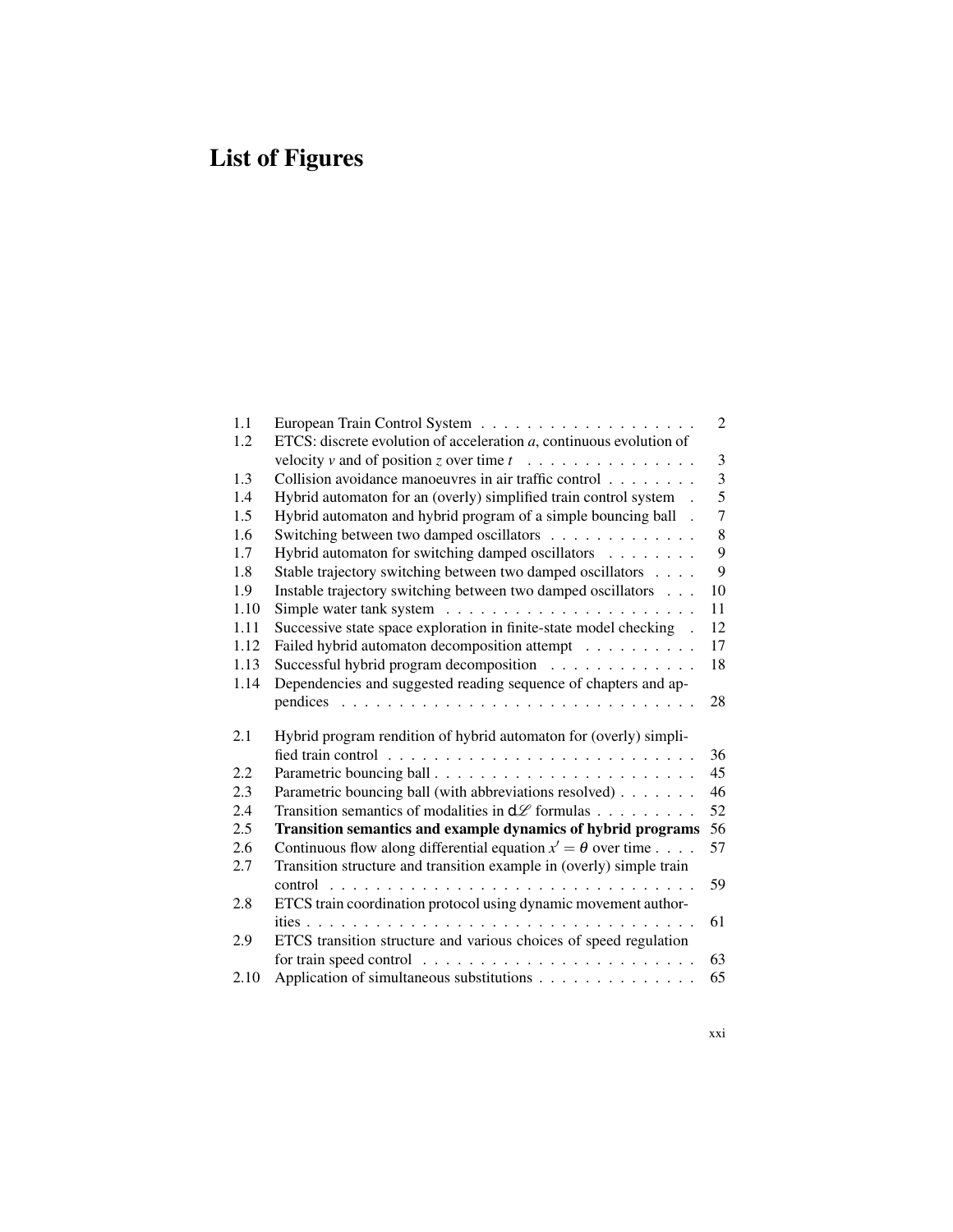# List of Figures

| | | |
|---|---|---|
| 1.1 | European Train Control System | 2 |
| 1.2 | ETCS: discrete evolution of acceleration $a$, continuous evolution of velocity $v$ and of position $z$ over time $t$ | 3 |
| 1.3 | Collision avoidance manoeuvres in air traffic control | 3 |
| 1.4 | Hybrid automaton for an (overly) simplified train control system | 5 |
| 1.5 | Hybrid automaton and hybrid program of a simple bouncing ball | 7 |
| 1.6 | Switching between two damped oscillators | 8 |
| 1.7 | Hybrid automaton for switching damped oscillators | 9 |
| 1.8 | Stable trajectory switching between two damped oscillators | 9 |
| 1.9 | Instable trajectory switching between two damped oscillators | 10 |
| 1.10 | Simple water tank system | 11 |
| 1.11 | Successive state space exploration in finite-state model checking | 12 |
| 1.12 | Failed hybrid automaton decomposition attempt | 17 |
| 1.13 | Successful hybrid program decomposition | 18 |
| 1.14 | Dependencies and suggested reading sequence of chapters and appendices | 28 |
| 2.1 | Hybrid program rendition of hybrid automaton for (overly) simplified train control | 36 |
| 2.2 | Parametric bouncing ball | 45 |
| 2.3 | Parametric bouncing ball (with abbreviations resolved) | 46 |
| 2.4 | Transition semantics of modalities in $\mathsf{d}\mathscr{L}$ formulas | 52 |
| 2.5 | **Transition semantics and example dynamics of hybrid programs** | 56 |
| 2.6 | Continuous flow along differential equation $x' = \theta$ over time | 57 |
| 2.7 | Transition structure and transition example in (overly) simple train control | 59 |
| 2.8 | ETCS train coordination protocol using dynamic movement authorities | 61 |
| 2.9 | ETCS transition structure and various choices of speed regulation for train speed control | 63 |
| 2.10 | Application of simultaneous substitutions | 65 |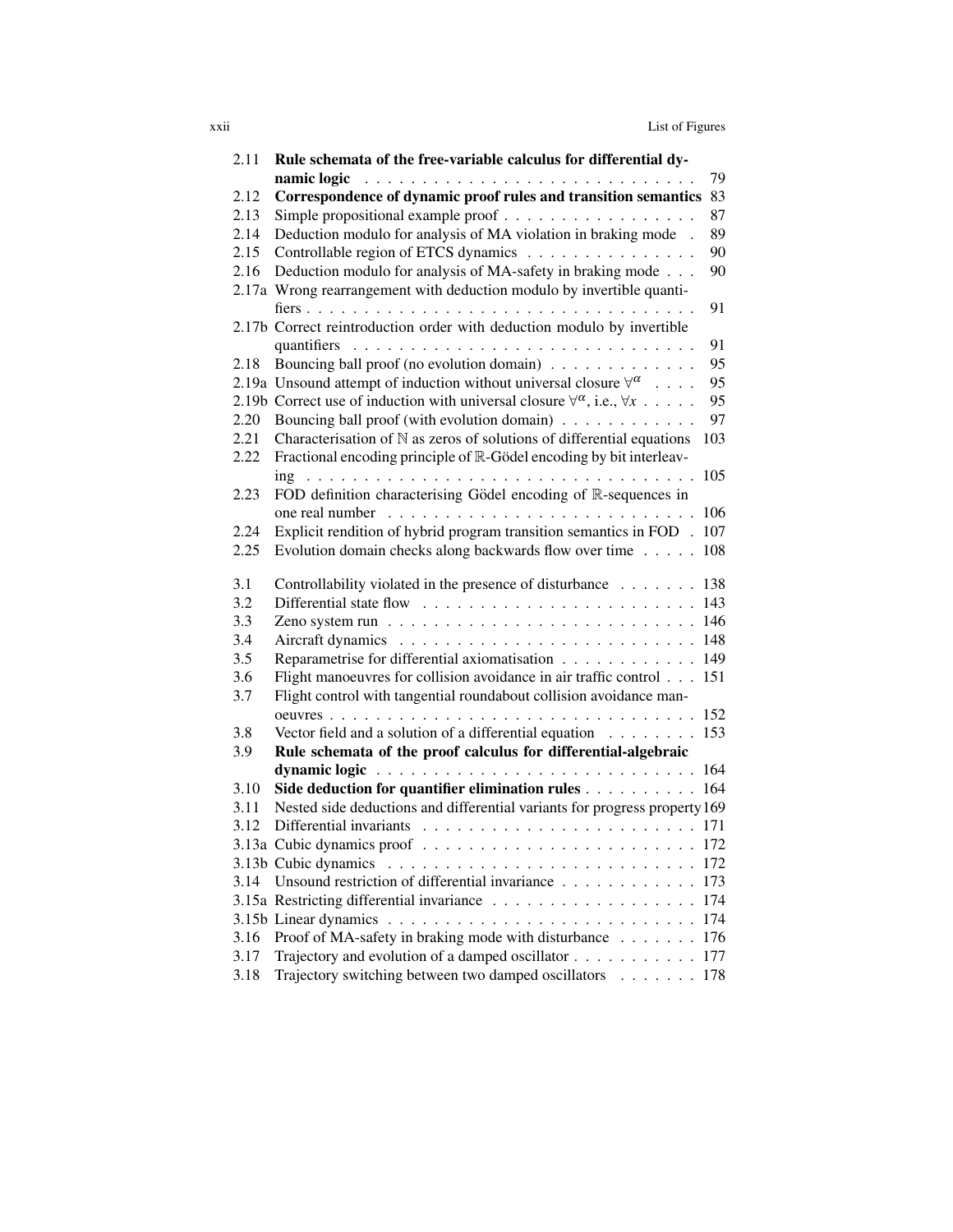| | | |
|---|---|---|
| 2.11 | **Rule schemata of the free-variable calculus for differential dynamic logic** | 79 |
| 2.12 | **Correspondence of dynamic proof rules and transition semantics** | 83 |
| 2.13 | Simple propositional example proof | 87 |
| 2.14 | Deduction modulo for analysis of MA violation in braking mode | 89 |
| 2.15 | Controllable region of ETCS dynamics | 90 |
| 2.16 | Deduction modulo for analysis of MA-safety in braking mode | 90 |
| 2.17a | Wrong rearrangement with deduction modulo by invertible quantifiers | 91 |
| 2.17b | Correct reintroduction order with deduction modulo by invertible quantifiers | 91 |
| 2.18 | Bouncing ball proof (no evolution domain) | 95 |
| 2.19a | Unsound attempt of induction without universal closure $\forall^\alpha$ | 95 |
| 2.19b | Correct use of induction with universal closure $\forall^\alpha$, i.e., $\forall x$ | 95 |
| 2.20 | Bouncing ball proof (with evolution domain) | 97 |
| 2.21 | Characterisation of $\mathbb{N}$ as zeros of solutions of differential equations | 103 |
| 2.22 | Fractional encoding principle of $\mathbb{R}$-Gödel encoding by bit interleaving | 105 |
| 2.23 | FOD definition characterising Gödel encoding of $\mathbb{R}$-sequences in one real number | 106 |
| 2.24 | Explicit rendition of hybrid program transition semantics in FOD | 107 |
| 2.25 | Evolution domain checks along backwards flow over time | 108 |
| 3.1 | Controllability violated in the presence of disturbance | 138 |
| 3.2 | Differential state flow | 143 |
| 3.3 | Zeno system run | 146 |
| 3.4 | Aircraft dynamics | 148 |
| 3.5 | Reparametrise for differential axiomatisation | 149 |
| 3.6 | Flight manoeuvres for collision avoidance in air traffic control | 151 |
| 3.7 | Flight control with tangential roundabout collision avoidance manoeuvres | 152 |
| 3.8 | Vector field and a solution of a differential equation | 153 |
| 3.9 | **Rule schemata of the proof calculus for differential-algebraic dynamic logic** | 164 |
| 3.10 | **Side deduction for quantifier elimination rules** | 164 |
| 3.11 | Nested side deductions and differential variants for progress property | 169 |
| 3.12 | Differential invariants | 171 |
| 3.13a | Cubic dynamics proof | 172 |
| 3.13b | Cubic dynamics | 172 |
| 3.14 | Unsound restriction of differential invariance | 173 |
| 3.15a | Restricting differential invariance | 174 |
| 3.15b | Linear dynamics | 174 |
| 3.16 | Proof of MA-safety in braking mode with disturbance | 176 |
| 3.17 | Trajectory and evolution of a damped oscillator | 177 |
| 3.18 | Trajectory switching between two damped oscillators | 178 |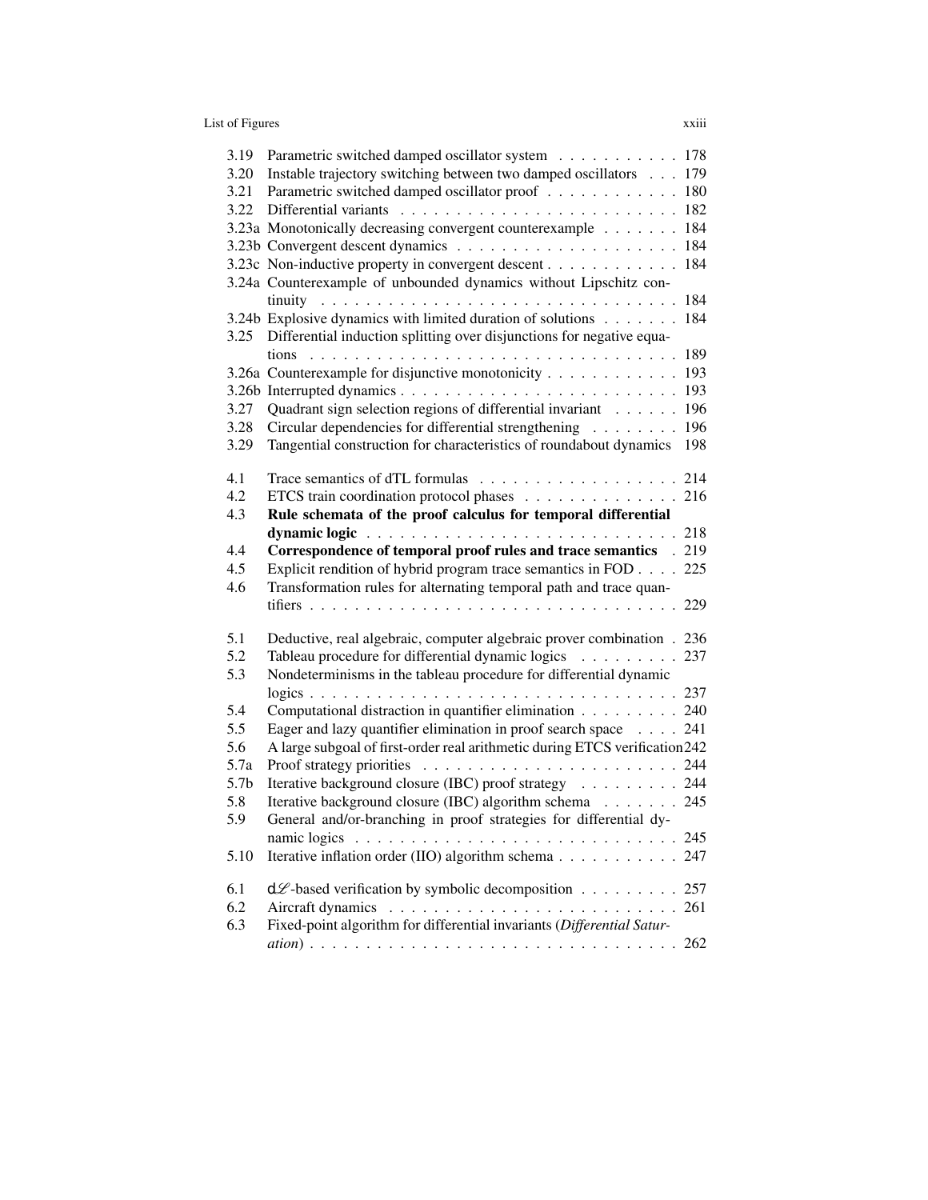| | | |
|---|---|---|
| 3.19 | Parametric switched damped oscillator system | 178 |
| 3.20 | Instable trajectory switching between two damped oscillators | 179 |
| 3.21 | Parametric switched damped oscillator proof | 180 |
| 3.22 | Differential variants | 182 |
| 3.23a | Monotonically decreasing convergent counterexample | 184 |
| 3.23b | Convergent descent dynamics | 184 |
| 3.23c | Non-inductive property in convergent descent | 184 |
| 3.24a | Counterexample of unbounded dynamics without Lipschitz continuity | 184 |
| 3.24b | Explosive dynamics with limited duration of solutions | 184 |
| 3.25 | Differential induction splitting over disjunctions for negative equations | 189 |
| 3.26a | Counterexample for disjunctive monotonicity | 193 |
| 3.26b | Interrupted dynamics | 193 |
| 3.27 | Quadrant sign selection regions of differential invariant | 196 |
| 3.28 | Circular dependencies for differential strengthening | 196 |
| 3.29 | Tangential construction for characteristics of roundabout dynamics | 198 |
| 4.1 | Trace semantics of dTL formulas | 214 |
| 4.2 | ETCS train coordination protocol phases | 216 |
| 4.3 | **Rule schemata of the proof calculus for temporal differential dynamic logic** | 218 |
| 4.4 | **Correspondence of temporal proof rules and trace semantics** | 219 |
| 4.5 | Explicit rendition of hybrid program trace semantics in FOD | 225 |
| 4.6 | Transformation rules for alternating temporal path and trace quantifiers | 229 |
| 5.1 | Deductive, real algebraic, computer algebraic prover combination | 236 |
| 5.2 | Tableau procedure for differential dynamic logics | 237 |
| 5.3 | Nondeterminisms in the tableau procedure for differential dynamic logics | 237 |
| 5.4 | Computational distraction in quantifier elimination | 240 |
| 5.5 | Eager and lazy quantifier elimination in proof search space | 241 |
| 5.6 | A large subgoal of first-order real arithmetic during ETCS verification | 242 |
| 5.7a | Proof strategy priorities | 244 |
| 5.7b | Iterative background closure (IBC) proof strategy | 244 |
| 5.8 | Iterative background closure (IBC) algorithm schema | 245 |
| 5.9 | General and/or-branching in proof strategies for differential dynamic logics | 245 |
| 5.10 | Iterative inflation order (IIO) algorithm schema | 247 |
| 6.1 | $d\mathcal{L}$-based verification by symbolic decomposition | 257 |
| 6.2 | Aircraft dynamics | 261 |
| 6.3 | Fixed-point algorithm for differential invariants (*Differential Saturation*) | 262 |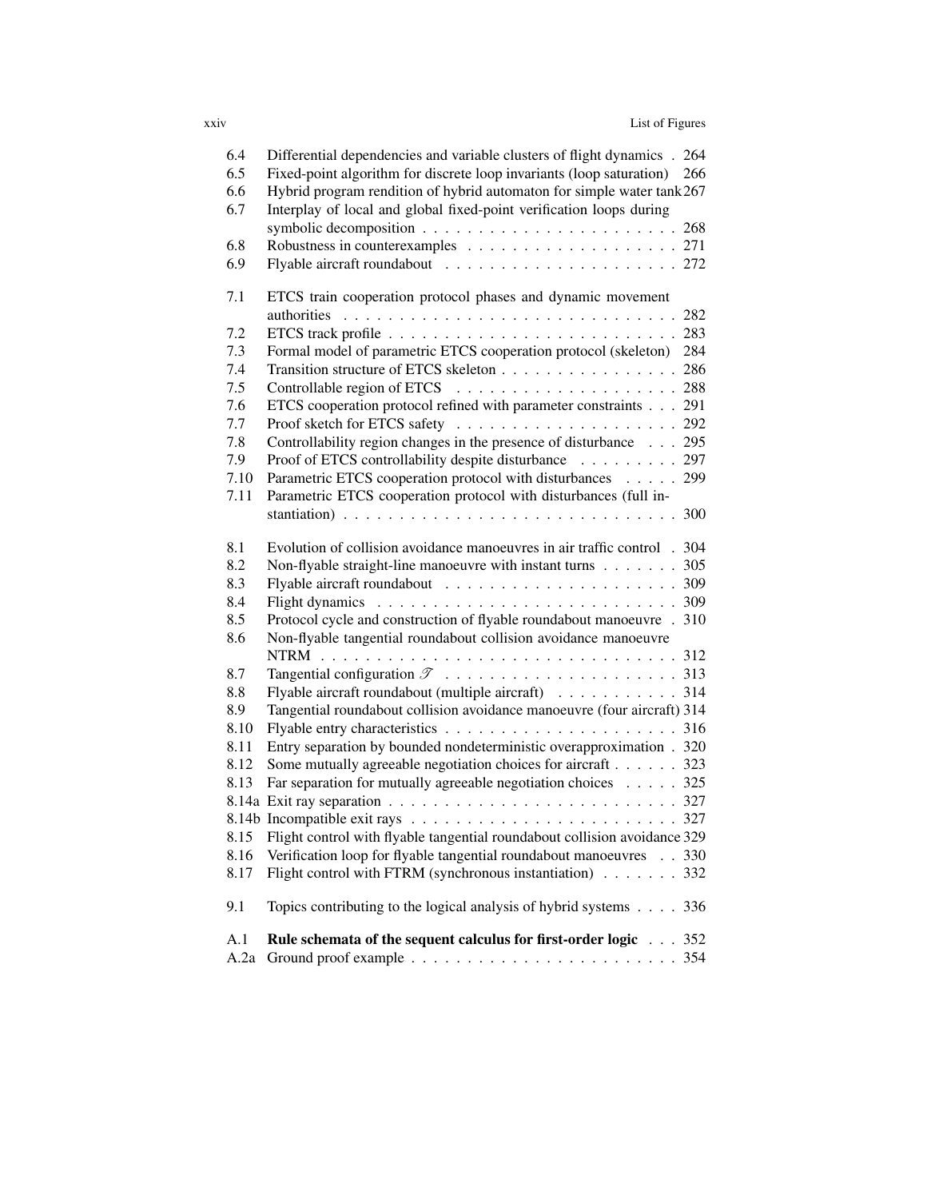| | | |
|---|---|---|
| 6.4 | Differential dependencies and variable clusters of flight dynamics | 264 |
| 6.5 | Fixed-point algorithm for discrete loop invariants (loop saturation) | 266 |
| 6.6 | Hybrid program rendition of hybrid automaton for simple water tank | 267 |
| 6.7 | Interplay of local and global fixed-point verification loops during symbolic decomposition | 268 |
| 6.8 | Robustness in counterexamples | 271 |
| 6.9 | Flyable aircraft roundabout | 272 |
| 7.1 | ETCS train cooperation protocol phases and dynamic movement authorities | 282 |
| 7.2 | ETCS track profile | 283 |
| 7.3 | Formal model of parametric ETCS cooperation protocol (skeleton) | 284 |
| 7.4 | Transition structure of ETCS skeleton | 286 |
| 7.5 | Controllable region of ETCS | 288 |
| 7.6 | ETCS cooperation protocol refined with parameter constraints | 291 |
| 7.7 | Proof sketch for ETCS safety | 292 |
| 7.8 | Controllability region changes in the presence of disturbance | 295 |
| 7.9 | Proof of ETCS controllability despite disturbance | 297 |
| 7.10 | Parametric ETCS cooperation protocol with disturbances | 299 |
| 7.11 | Parametric ETCS cooperation protocol with disturbances (full instantiation) | 300 |
| 8.1 | Evolution of collision avoidance manoeuvres in air traffic control | 304 |
| 8.2 | Non-flyable straight-line manoeuvre with instant turns | 305 |
| 8.3 | Flyable aircraft roundabout | 309 |
| 8.4 | Flight dynamics | 309 |
| 8.5 | Protocol cycle and construction of flyable roundabout manoeuvre | 310 |
| 8.6 | Non-flyable tangential roundabout collision avoidance manoeuvre NTRM | 312 |
| 8.7 | Tangential configuration $\mathscr{T}$ | 313 |
| 8.8 | Flyable aircraft roundabout (multiple aircraft) | 314 |
| 8.9 | Tangential roundabout collision avoidance manoeuvre (four aircraft) | 314 |
| 8.10 | Flyable entry characteristics | 316 |
| 8.11 | Entry separation by bounded nondeterministic overapproximation | 320 |
| 8.12 | Some mutually agreeable negotiation choices for aircraft | 323 |
| 8.13 | Far separation for mutually agreeable negotiation choices | 325 |
| 8.14a | Exit ray separation | 327 |
| 8.14b | Incompatible exit rays | 327 |
| 8.15 | Flight control with flyable tangential roundabout collision avoidance | 329 |
| 8.16 | Verification loop for flyable tangential roundabout manoeuvres | 330 |
| 8.17 | Flight control with FTRM (synchronous instantiation) | 332 |
| 9.1 | Topics contributing to the logical analysis of hybrid systems | 336 |
| A.1 | **Rule schemata of the sequent calculus for first-order logic** | 352 |
| A.2a | Ground proof example | 354 |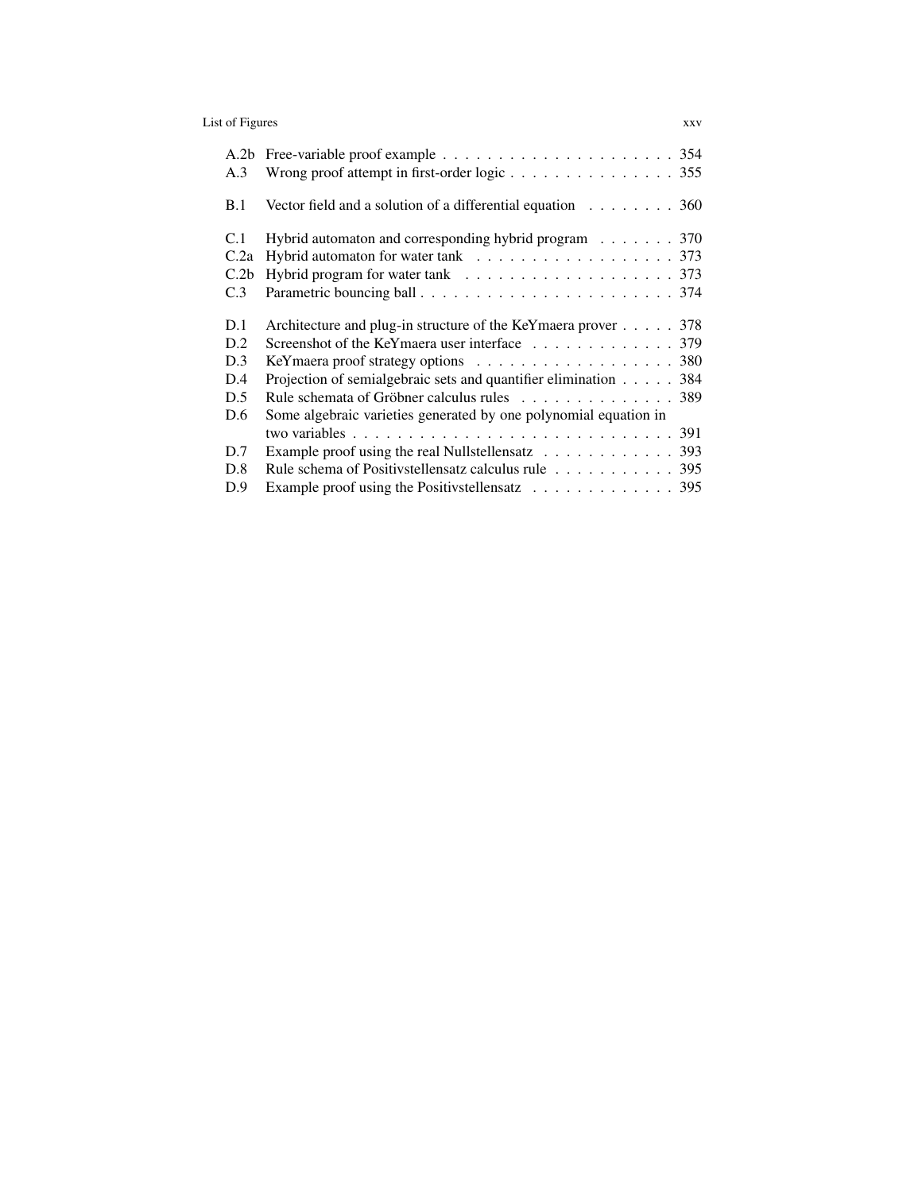| | | |
|---|---|---|
| A.2b | Free-variable proof example | 354 |
| A.3 | Wrong proof attempt in first-order logic | 355 |
| B.1 | Vector field and a solution of a differential equation | 360 |
| C.1 | Hybrid automaton and corresponding hybrid program | 370 |
| C.2a | Hybrid automaton for water tank | 373 |
| C.2b | Hybrid program for water tank | 373 |
| C.3 | Parametric bouncing ball | 374 |
| D.1 | Architecture and plug-in structure of the KeYmaera prover | 378 |
| D.2 | Screenshot of the KeYmaera user interface | 379 |
| D.3 | KeYmaera proof strategy options | 380 |
| D.4 | Projection of semialgebraic sets and quantifier elimination | 384 |
| D.5 | Rule schemata of Gröbner calculus rules | 389 |
| D.6 | Some algebraic varieties generated by one polynomial equation in two variables | 391 |
| D.7 | Example proof using the real Nullstellensatz | 393 |
| D.8 | Rule schema of Positivstellensatz calculus rule | 395 |
| D.9 | Example proof using the Positivstellensatz | 395 |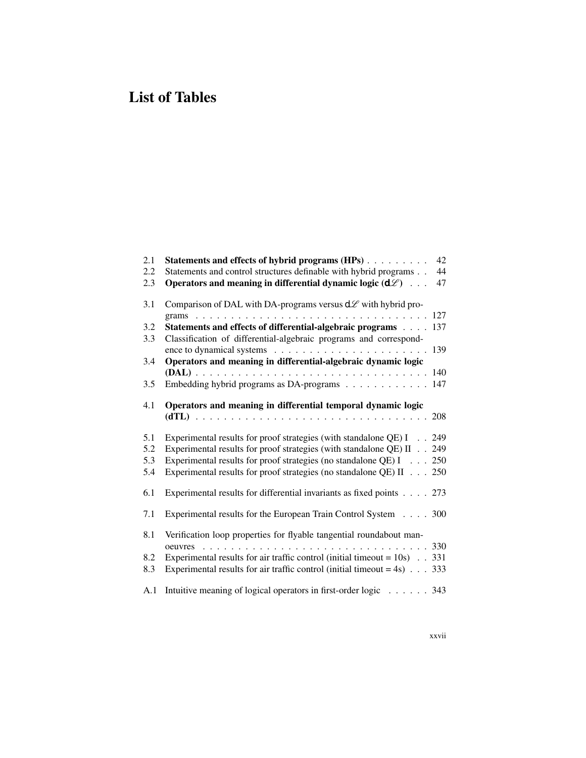# List of Tables

| | | |
|---|---|---|
| 2.1 | **Statements and effects of hybrid programs (HPs)** | 42 |
| 2.2 | Statements and control structures definable with hybrid programs | 44 |
| 2.3 | **Operators and meaning in differential dynamic logic ($d\mathcal{L}$)** | 47 |
| 3.1 | Comparison of DAL with DA-programs versus $d\mathcal{L}$ with hybrid programs | 127 |
| 3.2 | **Statements and effects of differential-algebraic programs** | 137 |
| 3.3 | Classification of differential-algebraic programs and correspondence to dynamical systems | 139 |
| 3.4 | **Operators and meaning in differential-algebraic dynamic logic (DAL)** | 140 |
| 3.5 | Embedding hybrid programs as DA-programs | 147 |
| 4.1 | **Operators and meaning in differential temporal dynamic logic (dTL)** | 208 |
| 5.1 | Experimental results for proof strategies (with standalone QE) I | 249 |
| 5.2 | Experimental results for proof strategies (with standalone QE) II | 249 |
| 5.3 | Experimental results for proof strategies (no standalone QE) I | 250 |
| 5.4 | Experimental results for proof strategies (no standalone QE) II | 250 |
| 6.1 | Experimental results for differential invariants as fixed points | 273 |
| 7.1 | Experimental results for the European Train Control System | 300 |
| 8.1 | Verification loop properties for flyable tangential roundabout manoeuvres | 330 |
| 8.2 | Experimental results for air traffic control (initial timeout = 10s) | 331 |
| 8.3 | Experimental results for air traffic control (initial timeout = 4s) | 333 |
| A.1 | Intuitive meaning of logical operators in first-order logic | 343 |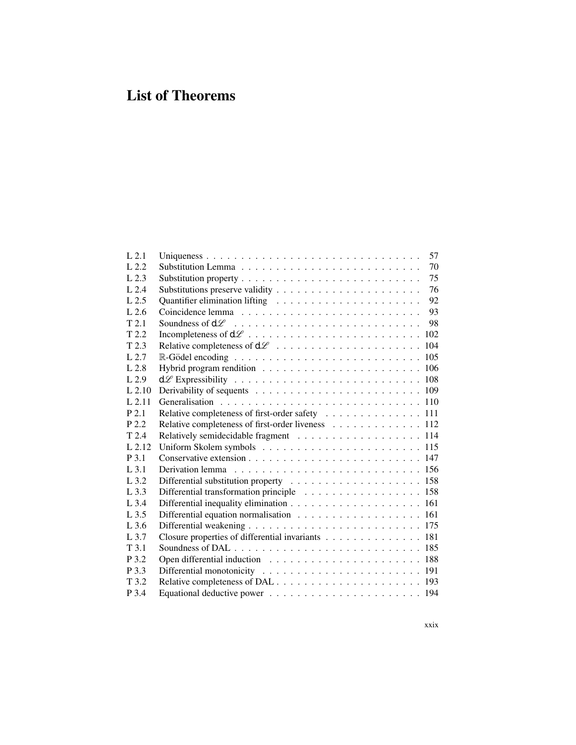# List of Theorems

| | | |
|---|---|---|
| L 2.1 | Uniqueness | 57 |
| L 2.2 | Substitution Lemma | 70 |
| L 2.3 | Substitution property | 75 |
| L 2.4 | Substitutions preserve validity | 76 |
| L 2.5 | Quantifier elimination lifting | 92 |
| L 2.6 | Coincidence lemma | 93 |
| T 2.1 | Soundness of $\mathsf{d}\mathscr{L}$ | 98 |
| T 2.2 | Incompleteness of $\mathsf{d}\mathscr{L}$ | 102 |
| T 2.3 | Relative completeness of $\mathsf{d}\mathscr{L}$ | 104 |
| L 2.7 | $\mathbb{R}$-Gödel encoding | 105 |
| L 2.8 | Hybrid program rendition | 106 |
| L 2.9 | $\mathsf{d}\mathscr{L}$ Expressibility | 108 |
| L 2.10 | Derivability of sequents | 109 |
| L 2.11 | Generalisation | 110 |
| P 2.1 | Relative completeness of first-order safety | 111 |
| P 2.2 | Relative completeness of first-order liveness | 112 |
| T 2.4 | Relatively semidecidable fragment | 114 |
| L 2.12 | Uniform Skolem symbols | 115 |
| P 3.1 | Conservative extension | 147 |
| L 3.1 | Derivation lemma | 156 |
| L 3.2 | Differential substitution property | 158 |
| L 3.3 | Differential transformation principle | 158 |
| L 3.4 | Differential inequality elimination | 161 |
| L 3.5 | Differential equation normalisation | 161 |
| L 3.6 | Differential weakening | 175 |
| L 3.7 | Closure properties of differential invariants | 181 |
| T 3.1 | Soundness of DAL | 185 |
| P 3.2 | Open differential induction | 188 |
| P 3.3 | Differential monotonicity | 191 |
| T 3.2 | Relative completeness of DAL | 193 |
| P 3.4 | Equational deductive power | 194 |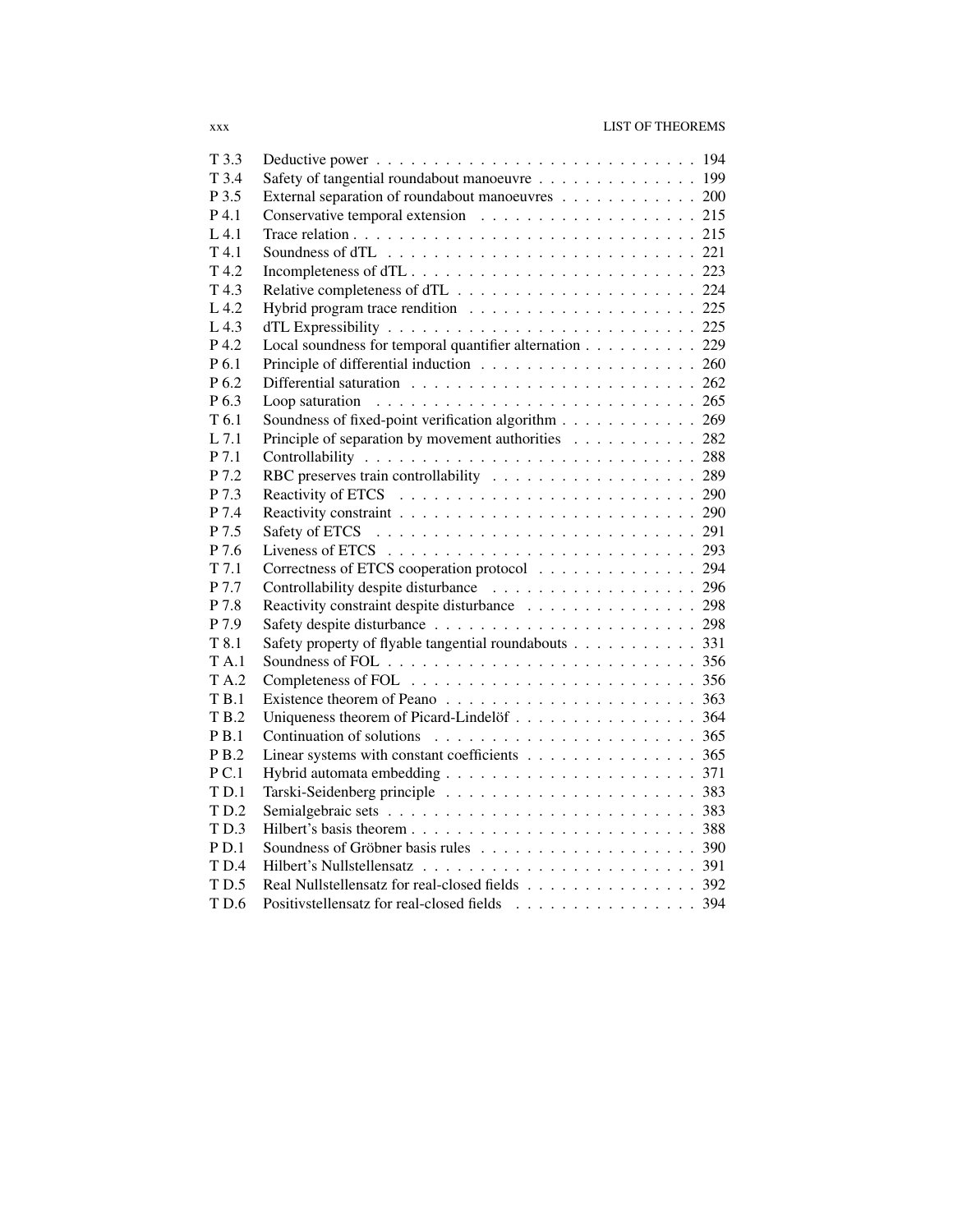| | | |
|---|---|---|
| T 3.3 | Deductive power | 194 |
| T 3.4 | Safety of tangential roundabout manoeuvre | 199 |
| P 3.5 | External separation of roundabout manoeuvres | 200 |
| P 4.1 | Conservative temporal extension | 215 |
| L 4.1 | Trace relation | 215 |
| T 4.1 | Soundness of dTL | 221 |
| T 4.2 | Incompleteness of dTL | 223 |
| T 4.3 | Relative completeness of dTL | 224 |
| L 4.2 | Hybrid program trace rendition | 225 |
| L 4.3 | dTL Expressibility | 225 |
| P 4.2 | Local soundness for temporal quantifier alternation | 229 |
| P 6.1 | Principle of differential induction | 260 |
| P 6.2 | Differential saturation | 262 |
| P 6.3 | Loop saturation | 265 |
| T 6.1 | Soundness of fixed-point verification algorithm | 269 |
| L 7.1 | Principle of separation by movement authorities | 282 |
| P 7.1 | Controllability | 288 |
| P 7.2 | RBC preserves train controllability | 289 |
| P 7.3 | Reactivity of ETCS | 290 |
| P 7.4 | Reactivity constraint | 290 |
| P 7.5 | Safety of ETCS | 291 |
| P 7.6 | Liveness of ETCS | 293 |
| T 7.1 | Correctness of ETCS cooperation protocol | 294 |
| P 7.7 | Controllability despite disturbance | 296 |
| P 7.8 | Reactivity constraint despite disturbance | 298 |
| P 7.9 | Safety despite disturbance | 298 |
| T 8.1 | Safety property of flyable tangential roundabouts | 331 |
| T A.1 | Soundness of FOL | 356 |
| T A.2 | Completeness of FOL | 356 |
| T B.1 | Existence theorem of Peano | 363 |
| T B.2 | Uniqueness theorem of Picard-Lindelöf | 364 |
| P B.1 | Continuation of solutions | 365 |
| P B.2 | Linear systems with constant coefficients | 365 |
| P C.1 | Hybrid automata embedding | 371 |
| T D.1 | Tarski-Seidenberg principle | 383 |
| T D.2 | Semialgebraic sets | 383 |
| T D.3 | Hilbert's basis theorem | 388 |
| P D.1 | Soundness of Gröbner basis rules | 390 |
| T D.4 | Hilbert's Nullstellensatz | 391 |
| T D.5 | Real Nullstellensatz for real-closed fields | 392 |
| T D.6 | Positivstellensatz for real-closed fields | 394 |